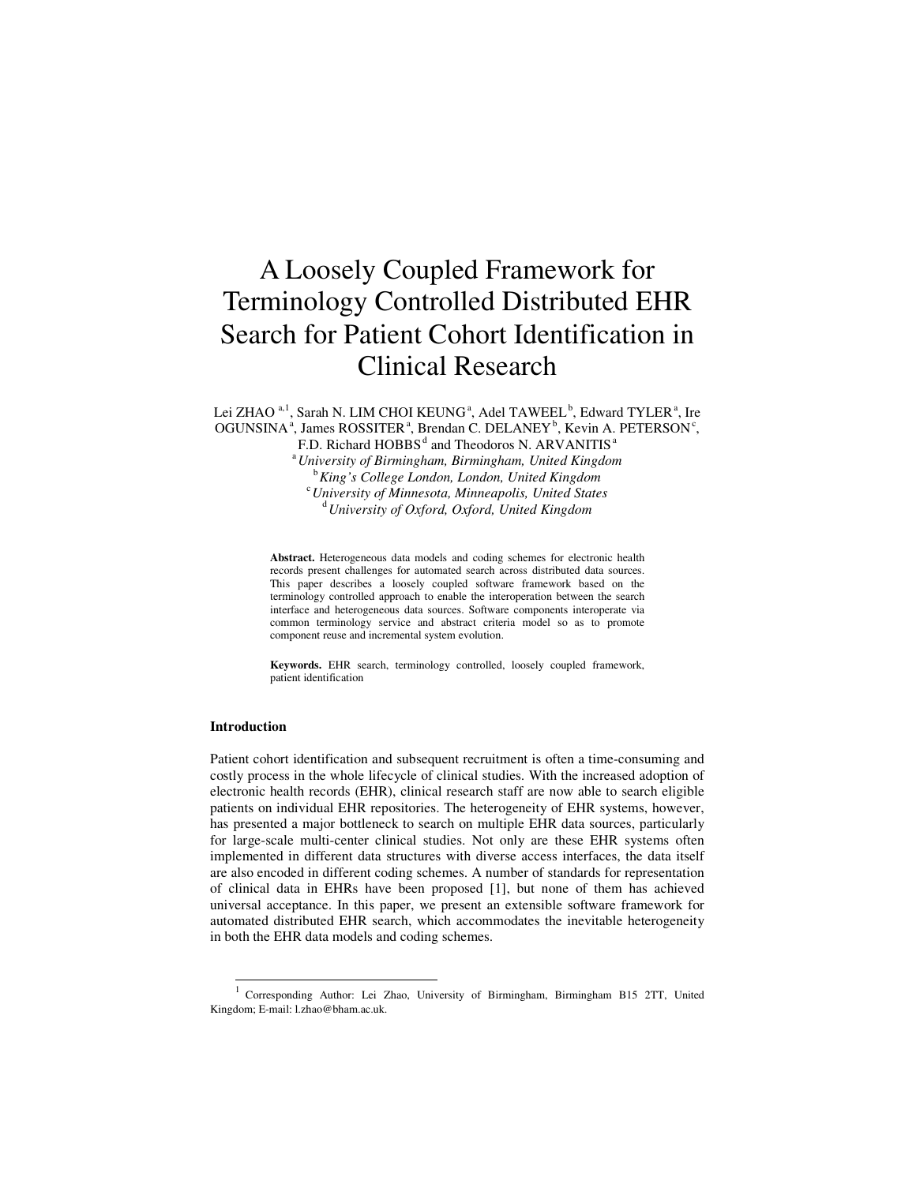# A Loosely Coupled Framework for Terminology Controlled Distributed EHR Search for Patient Cohort Identification in Clinical Research

Lei ZHAO [a,1], Sarah N. LIM CHOI KEUNG [a], Adel TAWEEL [b], Edward TYLER [a], Ire OGUNSINA [a], James ROSSITER [a], Brendan C. DELANEY [b], Kevin A. PETERSON [c], F.D. Richard HOBBS [d] and Theodoros N. ARVANITIS [a]

[a] *University of Birmingham, Birmingham, United Kingdom*
[b] *King's College London, London, United Kingdom*
[c] *University of Minnesota, Minneapolis, United States*
[d] *University of Oxford, Oxford, United Kingdom*

**Abstract.** Heterogeneous data models and coding schemes for electronic health records present challenges for automated search across distributed data sources. This paper describes a loosely coupled software framework based on the terminology controlled approach to enable the interoperation between the search interface and heterogeneous data sources. Software components interoperate via common terminology service and abstract criteria model so as to promote component reuse and incremental system evolution.

**Keywords.** EHR search, terminology controlled, loosely coupled framework, patient identification

## Introduction

Patient cohort identification and subsequent recruitment is often a time-consuming and costly process in the whole lifecycle of clinical studies. With the increased adoption of electronic health records (EHR), clinical research staff are now able to search eligible patients on individual EHR repositories. The heterogeneity of EHR systems, however, has presented a major bottleneck to search on multiple EHR data sources, particularly for large-scale multi-center clinical studies. Not only are these EHR systems often implemented in different data structures with diverse access interfaces, the data itself are also encoded in different coding schemes. A number of standards for representation of clinical data in EHRs have been proposed [1], but none of them has achieved universal acceptance. In this paper, we present an extensible software framework for automated distributed EHR search, which accommodates the inevitable heterogeneity in both the EHR data models and coding schemes.

[1] Corresponding Author: Lei Zhao, University of Birmingham, Birmingham B15 2TT, United Kingdom; E-mail: l.zhao@bham.ac.uk.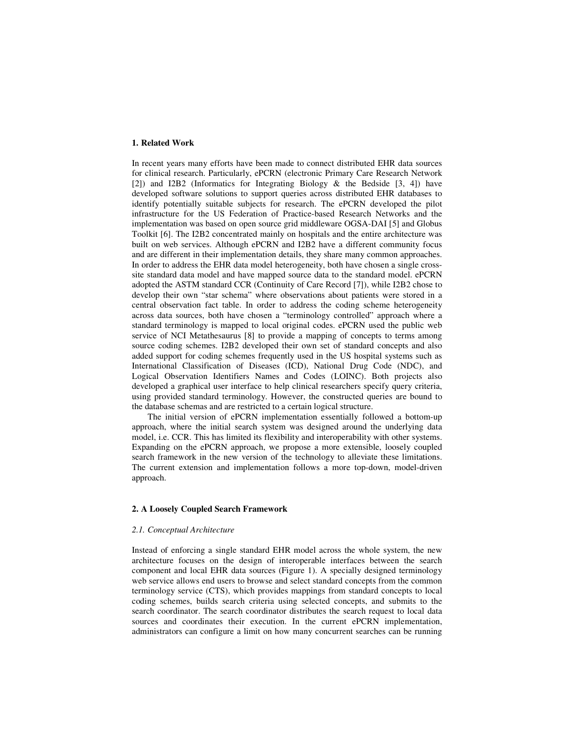## 1. Related Work

In recent years many efforts have been made to connect distributed EHR data sources for clinical research. Particularly, ePCRN (electronic Primary Care Research Network [2]) and I2B2 (Informatics for Integrating Biology & the Bedside [3, 4]) have developed software solutions to support queries across distributed EHR databases to identify potentially suitable subjects for research. The ePCRN developed the pilot infrastructure for the US Federation of Practice-based Research Networks and the implementation was based on open source grid middleware OGSA-DAI [5] and Globus Toolkit [6]. The I2B2 concentrated mainly on hospitals and the entire architecture was built on web services. Although ePCRN and I2B2 have a different community focus and are different in their implementation details, they share many common approaches. In order to address the EHR data model heterogeneity, both have chosen a single cross-site standard data model and have mapped source data to the standard model. ePCRN adopted the ASTM standard CCR (Continuity of Care Record [7]), while I2B2 chose to develop their own "star schema" where observations about patients were stored in a central observation fact table. In order to address the coding scheme heterogeneity across data sources, both have chosen a "terminology controlled" approach where a standard terminology is mapped to local original codes. ePCRN used the public web service of NCI Metathesaurus [8] to provide a mapping of concepts to terms among source coding schemes. I2B2 developed their own set of standard concepts and also added support for coding schemes frequently used in the US hospital systems such as International Classification of Diseases (ICD), National Drug Code (NDC), and Logical Observation Identifiers Names and Codes (LOINC). Both projects also developed a graphical user interface to help clinical researchers specify query criteria, using provided standard terminology. However, the constructed queries are bound to the database schemas and are restricted to a certain logical structure.

The initial version of ePCRN implementation essentially followed a bottom-up approach, where the initial search system was designed around the underlying data model, i.e. CCR. This has limited its flexibility and interoperability with other systems. Expanding on the ePCRN approach, we propose a more extensible, loosely coupled search framework in the new version of the technology to alleviate these limitations. The current extension and implementation follows a more top-down, model-driven approach.

## 2. A Loosely Coupled Search Framework

### *2.1. Conceptual Architecture*

Instead of enforcing a single standard EHR model across the whole system, the new architecture focuses on the design of interoperable interfaces between the search component and local EHR data sources (Figure 1). A specially designed terminology web service allows end users to browse and select standard concepts from the common terminology service (CTS), which provides mappings from standard concepts to local coding schemes, builds search criteria using selected concepts, and submits to the search coordinator. The search coordinator distributes the search request to local data sources and coordinates their execution. In the current ePCRN implementation, administrators can configure a limit on how many concurrent searches can be running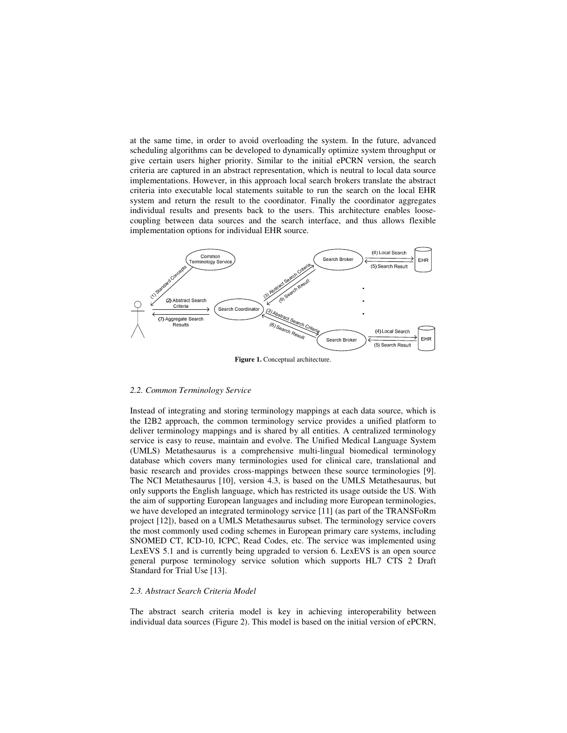at the same time, in order to avoid overloading the system. In the future, advanced scheduling algorithms can be developed to dynamically optimize system throughput or give certain users higher priority. Similar to the initial ePCRN version, the search criteria are captured in an abstract representation, which is neutral to local data source implementations. However, in this approach local search brokers translate the abstract criteria into executable local statements suitable to run the search on the local EHR system and return the result to the coordinator. Finally the coordinator aggregates individual results and presents back to the users. This architecture enables loose-coupling between data sources and the search interface, and thus allows flexible implementation options for individual EHR source.

**Figure 1.** Conceptual architecture.

### *2.2. Common Terminology Service*

Instead of integrating and storing terminology mappings at each data source, which is the I2B2 approach, the common terminology service provides a unified platform to deliver terminology mappings and is shared by all entities. A centralized terminology service is easy to reuse, maintain and evolve. The Unified Medical Language System (UMLS) Metathesaurus is a comprehensive multi-lingual biomedical terminology database which covers many terminologies used for clinical care, translational and basic research and provides cross-mappings between these source terminologies [9]. The NCI Metathesaurus [10], version 4.3, is based on the UMLS Metathesaurus, but only supports the English language, which has restricted its usage outside the US. With the aim of supporting European languages and including more European terminologies, we have developed an integrated terminology service [11] (as part of the TRANSFoRm project [12]), based on a UMLS Metathesaurus subset. The terminology service covers the most commonly used coding schemes in European primary care systems, including SNOMED CT, ICD-10, ICPC, Read Codes, etc. The service was implemented using LexEVS 5.1 and is currently being upgraded to version 6. LexEVS is an open source general purpose terminology service solution which supports HL7 CTS 2 Draft Standard for Trial Use [13].

### *2.3. Abstract Search Criteria Model*

The abstract search criteria model is key in achieving interoperability between individual data sources (Figure 2). This model is based on the initial version of ePCRN,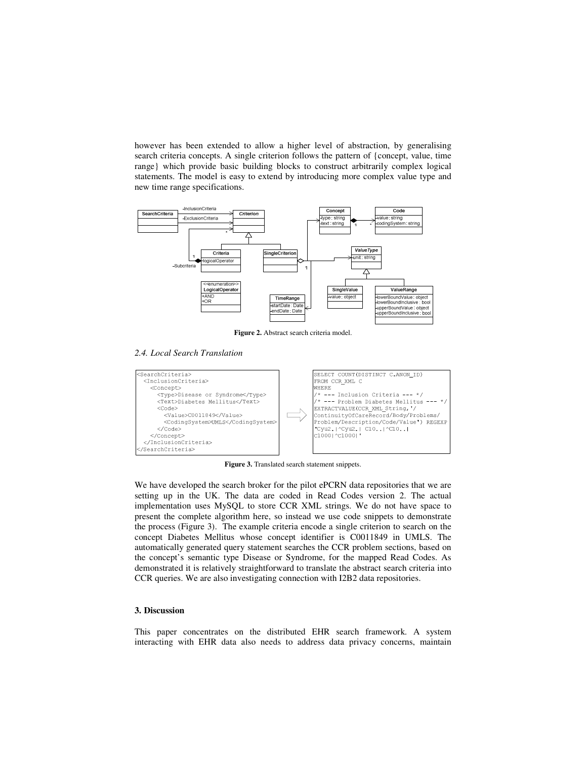however has been extended to allow a higher level of abstraction, by generalising search criteria concepts. A single criterion follows the pattern of {concept, value, time range} which provide basic building blocks to construct arbitrarily complex logical statements. The model is easy to extend by introducing more complex value type and new time range specifications.

**Figure 2.** Abstract search criteria model.

### *2.4. Local Search Translation*

```
<SearchCriteria>
  <InclusionCriteria>
    <Concept>
      <Type>Disease or Syndrome</Type>
      <Text>Diabetes Mellitus</Text>
      <Code>
        <Value>C0011849</Value>
        <CodingSystem>UMLS</CodingSystem>
      </Code>
    </Concept>
  </InclusionCriteria>
</SearchCriteria>
```

```
SELECT COUNT(DISTINCT C.ANON_ID)
FROM CCR_XML C
WHERE
/* --- Inclusion Criteria --- */
/* --- Problem Diabetes Mellitus --- */
EXTRACTVALUE(CCR_XML_String,'/
ContinuityOfCareRecord/Body/Problems/
Problem/Description/Code/Value') REGEXP
'Cyu2.|^Cyu2.| C10..|^C10..|
C1000|^C1000|'
```

**Figure 3.** Translated search statement snippets.

We have developed the search broker for the pilot ePCRN data repositories that we are setting up in the UK. The data are coded in Read Codes version 2. The actual implementation uses MySQL to store CCR XML strings. We do not have space to present the complete algorithm here, so instead we use code snippets to demonstrate the process (Figure 3). The example criteria encode a single criterion to search on the concept Diabetes Mellitus whose concept identifier is C0011849 in UMLS. The automatically generated query statement searches the CCR problem sections, based on the concept's semantic type Disease or Syndrome, for the mapped Read Codes. As demonstrated it is relatively straightforward to translate the abstract search criteria into CCR queries. We are also investigating connection with I2B2 data repositories.

## 3. Discussion

This paper concentrates on the distributed EHR search framework. A system interacting with EHR data also needs to address data privacy concerns, maintain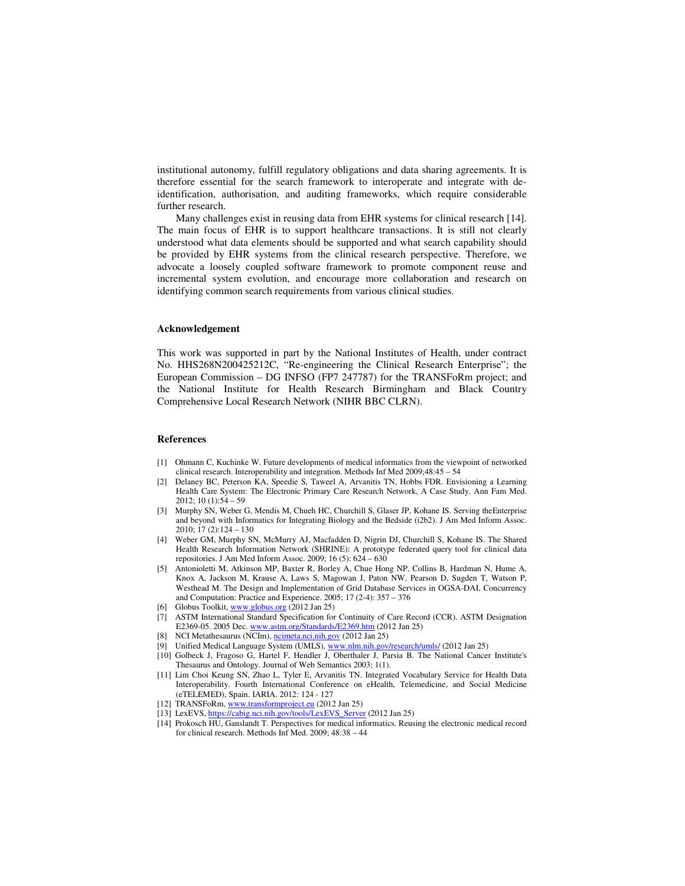institutional autonomy, fulfill regulatory obligations and data sharing agreements. It is therefore essential for the search framework to interoperate and integrate with de-identification, authorisation, and auditing frameworks, which require considerable further research.

Many challenges exist in reusing data from EHR systems for clinical research [14]. The main focus of EHR is to support healthcare transactions. It is still not clearly understood what data elements should be supported and what search capability should be provided by EHR systems from the clinical research perspective. Therefore, we advocate a loosely coupled software framework to promote component reuse and incremental system evolution, and encourage more collaboration and research on identifying common search requirements from various clinical studies.

## Acknowledgement

This work was supported in part by the National Institutes of Health, under contract No. HHS268N200425212C, "Re-engineering the Clinical Research Enterprise"; the European Commission – DG INFSO (FP7 247787) for the TRANSFoRm project; and the National Institute for Health Research Birmingham and Black Country Comprehensive Local Research Network (NIHR BBC CLRN).

## References

[1] Ohmann C, Kuchinke W. Future developments of medical informatics from the viewpoint of networked clinical research. Interoperability and integration. Methods Inf Med 2009;48:45 – 54

[2] Delaney BC, Peterson KA, Speedie S, Taweel A, Arvanitis TN, Hobbs FDR. Envisioning a Learning Health Care System: The Electronic Primary Care Research Network, A Case Study. Ann Fam Med. 2012; 10 (1):54 – 59

[3] Murphy SN, Weber G, Mendis M, Chueh HC, Churchill S, Glaser JP, Kohane IS. Serving theEnterprise and beyond with Informatics for Integrating Biology and the Bedside (i2b2). J Am Med Inform Assoc. 2010; 17 (2):124 – 130

[4] Weber GM, Murphy SN, McMurry AJ, Macfadden D, Nigrin DJ, Churchill S, Kohane IS. The Shared Health Research Information Network (SHRINE): A prototype federated query tool for clinical data repositories. J Am Med Inform Assoc. 2009; 16 (5): 624 – 630

[5] Antonioletti M, Atkinson MP, Baxter R, Borley A, Chue Hong NP, Collins B, Hardman N, Hume A, Knox A, Jackson M, Krause A, Laws S, Magowan J, Paton NW, Pearson D, Sugden T, Watson P, Westhead M. The Design and Implementation of Grid Database Services in OGSA-DAI, Concurrency and Computation: Practice and Experience. 2005; 17 (2-4): 357 – 376

[6] Globus Toolkit, www.globus.org (2012 Jan 25)

[7] ASTM International Standard Specification for Continuity of Care Record (CCR). ASTM Designation E2369-05. 2005 Dec. www.astm.org/Standards/E2369.htm (2012 Jan 25)

[8] NCI Metathesaurus (NCIm), ncimeta.nci.nih.gov (2012 Jan 25)

[9] Unified Medical Language System (UMLS), www.nlm.nih.gov/research/umls/ (2012 Jan 25)

[10] Golbeck J, Fragoso G, Hartel F, Hendler J, Oberthaler J, Parsia B. The National Cancer Institute's Thesaurus and Ontology. Journal of Web Semantics 2003; 1(1).

[11] Lim Choi Keung SN, Zhao L, Tyler E, Arvanitis TN. Integrated Vocabulary Service for Health Data Interoperability. Fourth International Conference on eHealth, Telemedicine, and Social Medicine (eTELEMED), Spain. IARIA. 2012: 124 - 127

[12] TRANSFoRm, www.transformproject.eu (2012 Jan 25)

[13] LexEVS, https://cabig.nci.nih.gov/tools/LexEVS_Server (2012 Jan 25)

[14] Prokosch HU, Ganslandt T. Perspectives for medical informatics. Reusing the electronic medical record for clinical research. Methods Inf Med. 2009; 48:38 – 44